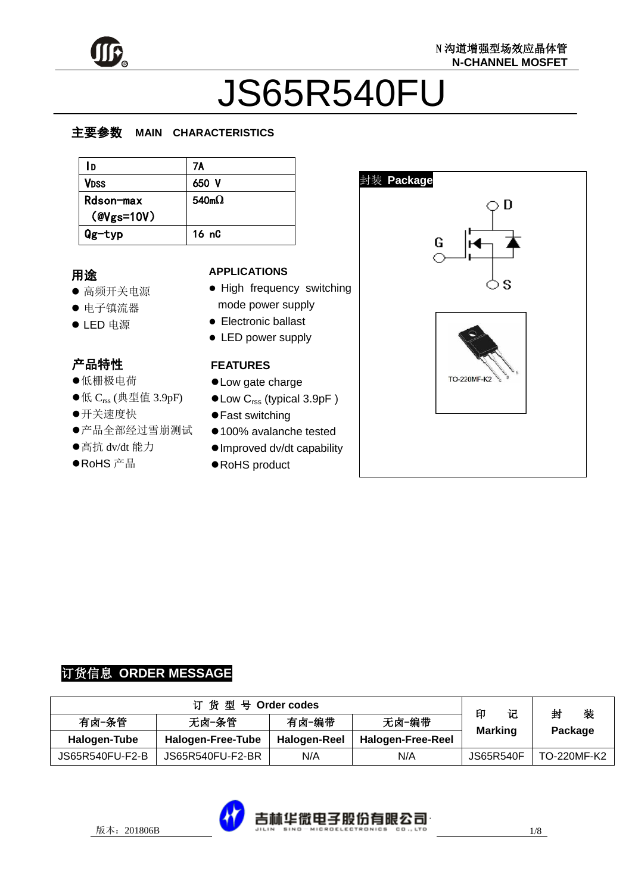N沟道增强型场效应晶体管
N-CHANNEL MOSFET

# JS65R540FU

## 主要参数 MAIN CHARACTERISTICS

| | |
|---|---|
| $I_D$ | 7A |
| $V_{DSS}$ | 650 V |
| Rdson-max (@Vgs=10V) | 540mΩ |
| Qg-typ | 16 nC |

## 用途

- 高频开关电源
- 电子镇流器
- LED 电源

## APPLICATIONS

- High frequency switching mode power supply
- Electronic ballast
- LED power supply

## 产品特性

- 低栅极电荷
- 低 $C_{rss}$ (典型值 3.9pF)
- 开关速度快
- 产品全部经过雪崩测试
- 高抗 dv/dt 能力
- RoHS 产品

## FEATURES

- Low gate charge
- Low $C_{rss}$ (typical 3.9pF )
- Fast switching
- 100% avalanche tested
- Improved dv/dt capability
- RoHS product

## 封装 Package

D

G

S

TO-220MF-K2

## 订货信息 ORDER MESSAGE

| 订 货 型 号 Order codes | | | | 印 记 Marking | 封 装 Package |
|---|---|---|---|---|---|
| 有卤-条管 Halogen-Tube | 无卤-条管 Halogen-Free-Tube | 有卤-编带 Halogen-Reel | 无卤-编带 Halogen-Free-Reel | | |
| JS65R540FU-F2-B | JS65R540FU-F2-BR | N/A | N/A | JS65R540F | TO-220MF-K2 |

版本：201806B

吉林华微电子股份有限公司
JILIN SINO MICROELECTRONICS CO.,LTD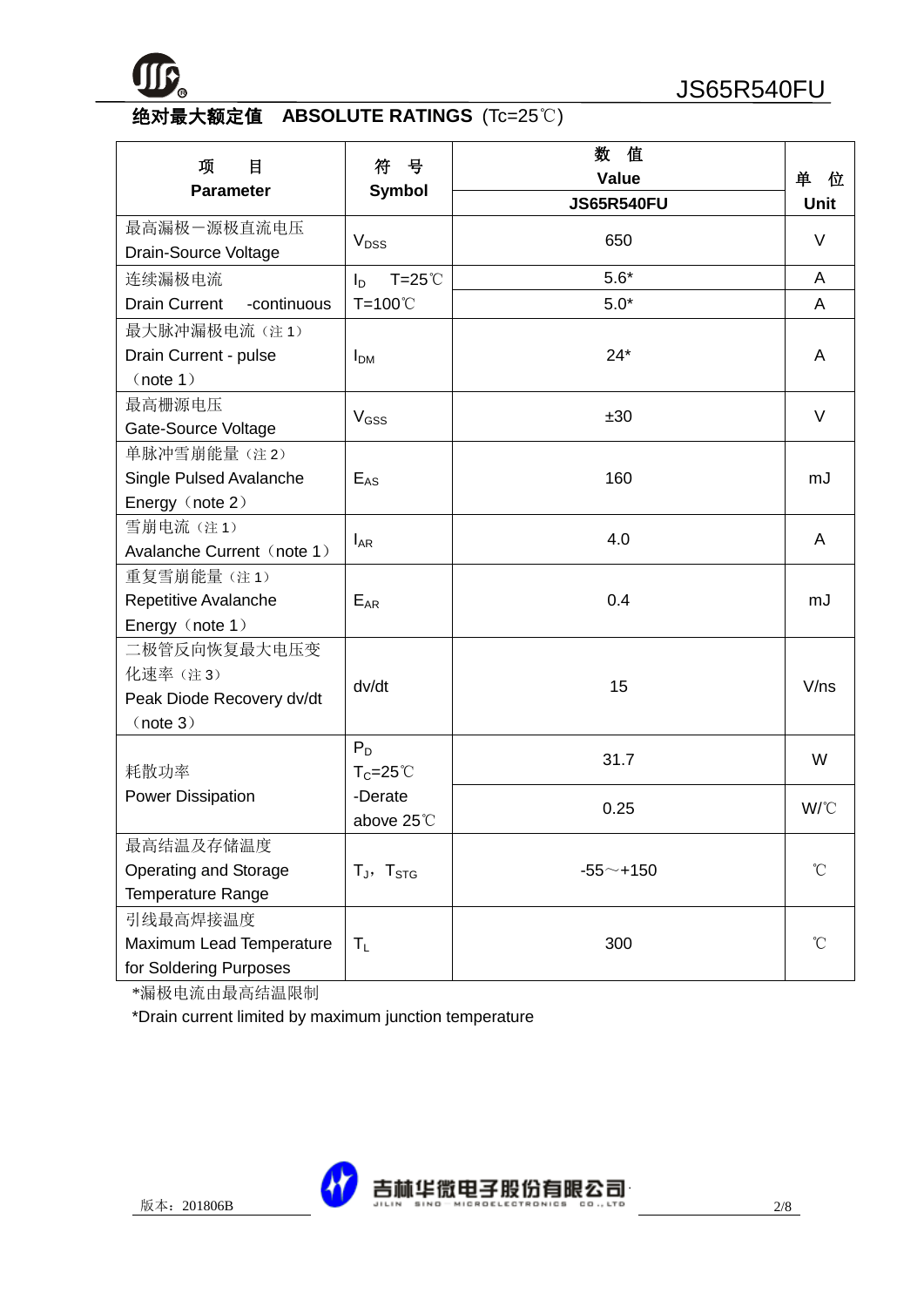## 绝对最大额定值 ABSOLUTE RATINGS (Tc=25℃)

| 项 目<br>Parameter | 符 号<br>Symbol | 数 值<br>Value<br>JS65R540FU | 单 位<br>Unit |
|---|---|---|---|
| 最高漏极一源极直流电压<br>Drain-Source Voltage | $V_{DSS}$ | 650 | V |
| 连续漏极电流<br>Drain Current -continuous | $I_D$ T=25℃ | 5.6* | A |
| | T=100℃ | 5.0* | A |
| 最大脉冲漏极电流（注 1）<br>Drain Current - pulse （note 1） | $I_{DM}$ | 24* | A |
| 最高栅源电压<br>Gate-Source Voltage | $V_{GSS}$ | ±30 | V |
| 单脉冲雪崩能量（注 2）<br>Single Pulsed Avalanche Energy（note 2） | $E_{AS}$ | 160 | mJ |
| 雪崩电流（注 1）<br>Avalanche Current（note 1） | $I_{AR}$ | 4.0 | A |
| 重复雪崩能量（注 1）<br>Repetitive Avalanche Energy（note 1） | $E_{AR}$ | 0.4 | mJ |
| 二极管反向恢复最大电压变化速率（注 3）<br>Peak Diode Recovery dv/dt （note 3） | dv/dt | 15 | V/ns |
| 耗散功率<br>Power Dissipation | $P_D$ $T_C$=25℃ | 31.7 | W |
| | -Derate above 25℃ | 0.25 | W/℃ |
| 最高结温及存储温度<br>Operating and Storage Temperature Range | $T_J$，$T_{STG}$ | -55～+150 | ℃ |
| 引线最高焊接温度<br>Maximum Lead Temperature for Soldering Purposes | $T_L$ | 300 | ℃ |

*漏极电流由最高结温限制

*Drain current limited by maximum junction temperature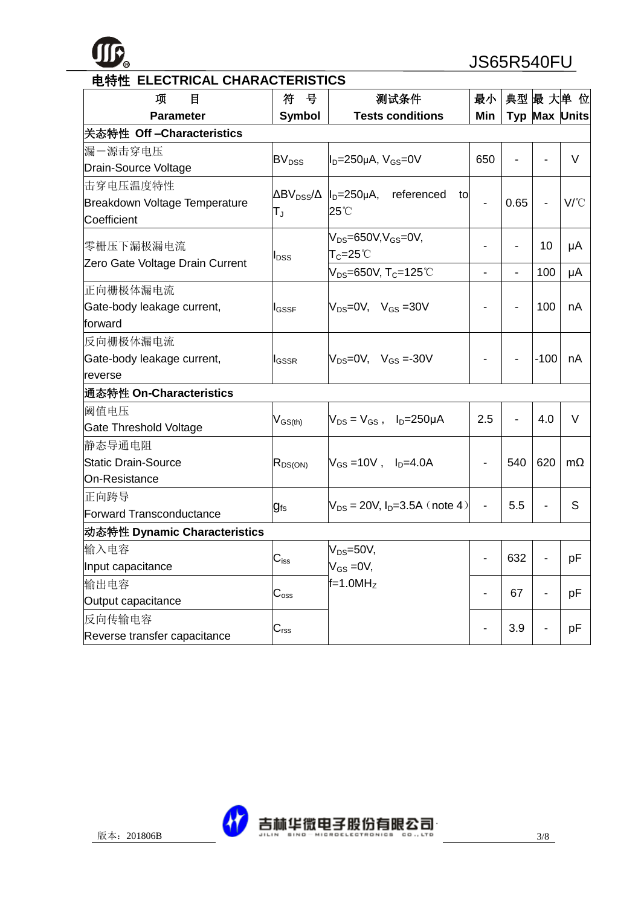## 电特性 ELECTRICAL CHARACTERISTICS

| 项　目<br>Parameter | 符　号<br>Symbol | 测试条件<br>Tests conditions | 最小<br>Min | 典型<br>Typ | 最大<br>Max | 单位<br>Units |
|---|---|---|---|---|---|---|
| **关态特性 Off –Characteristics** | | | | | | |
| 漏一源击穿电压<br>Drain-Source Voltage | $BV_{DSS}$ | $I_D$=250μA, $V_{GS}$=0V | 650 | - | - | V |
| 击穿电压温度特性<br>Breakdown Voltage Temperature Coefficient | $\Delta BV_{DSS}/\Delta T_J$ | $I_D$=250μA, referenced to 25℃ | - | 0.65 | - | V/℃ |
| 零栅压下漏极漏电流<br>Zero Gate Voltage Drain Current | $I_{DSS}$ | $V_{DS}$=650V, $V_{GS}$=0V, $T_C$=25℃ | - | - | 10 | μA |
| | | $V_{DS}$=650V, $T_C$=125℃ | - | - | 100 | μA |
| 正向栅极体漏电流<br>Gate-body leakage current, forward | $I_{GSSF}$ | $V_{DS}$=0V,　$V_{GS}$ =30V | - | - | 100 | nA |
| 反向栅极体漏电流<br>Gate-body leakage current, reverse | $I_{GSSR}$ | $V_{DS}$=0V,　$V_{GS}$ =-30V | - | - | -100 | nA |
| **通态特性 On-Characteristics** | | | | | | |
| 阈值电压<br>Gate Threshold Voltage | $V_{GS(th)}$ | $V_{DS}$ = $V_{GS}$ ,　$I_D$=250μA | 2.5 | - | 4.0 | V |
| 静态导通电阻<br>Static Drain-Source On-Resistance | $R_{DS(ON)}$ | $V_{GS}$ =10V ,　$I_D$=4.0A | - | 540 | 620 | mΩ |
| 正向跨导<br>Forward Transconductance | $g_{fs}$ | $V_{DS}$ = 20V, $I_D$=3.5A（note 4） | - | 5.5 | - | S |
| **动态特性 Dynamic Characteristics** | | | | | | |
| 输入电容<br>Input capacitance | $C_{iss}$ | $V_{DS}$=50V,<br>$V_{GS}$ =0V,<br>f=1.0MHz | - | 632 | - | pF |
| 输出电容<br>Output capacitance | $C_{oss}$ | | - | 67 | - | pF |
| 反向传输电容<br>Reverse transfer capacitance | $C_{rss}$ | | - | 3.9 | - | pF |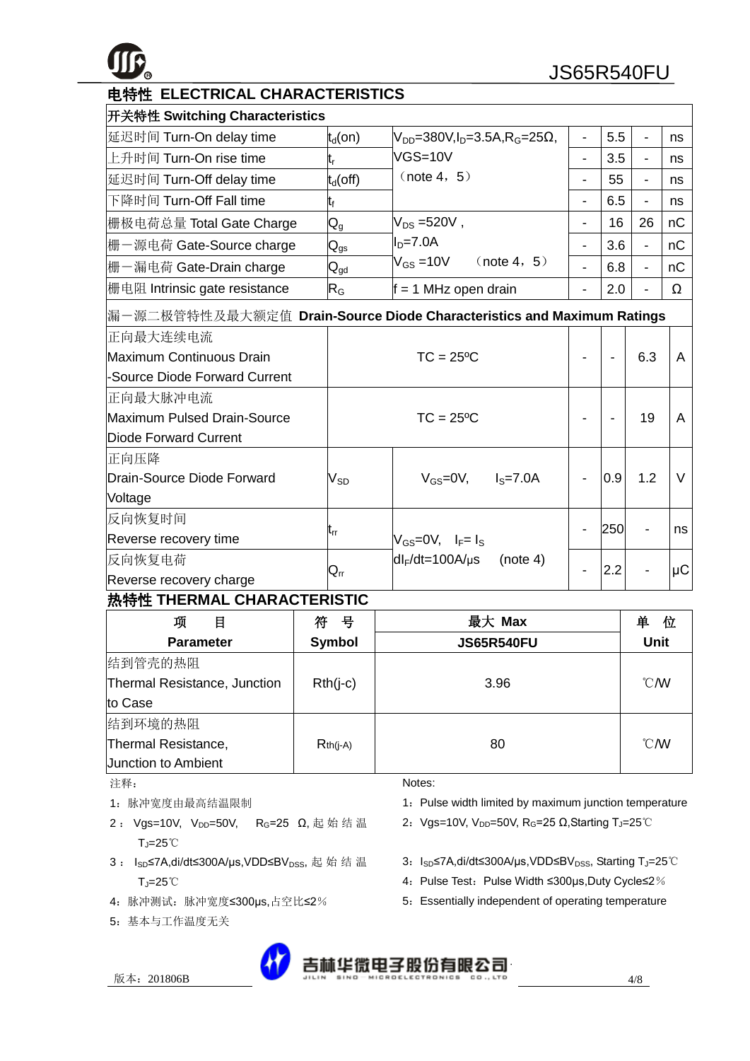## 电特性 ELECTRICAL CHARACTERISTICS

| 开关特性 Switching Characteristics | | | | | | |
|---|---|---|---|---|---|---|
| 延迟时间 Turn-On delay time | $t_d(on)$ | $V_{DD}$=380V,$I_D$=3.5A,$R_G$=25Ω, VGS=10V （note 4，5） | - | 5.5 | - | ns |
| 上升时间 Turn-On rise time | $t_r$ | | - | 3.5 | - | ns |
| 延迟时间 Turn-Off delay time | $t_d(off)$ | | - | 55 | - | ns |
| 下降时间 Turn-Off Fall time | $t_f$ | | - | 6.5 | - | ns |
| 栅极电荷总量 Total Gate Charge | $Q_g$ | $V_{DS}$ =520V , $I_D$=7.0A $V_{GS}$ =10V （note 4，5） | - | 16 | 26 | nC |
| 栅一源电荷 Gate-Source charge | $Q_{gs}$ | | - | 3.6 | - | nC |
| 栅一漏电荷 Gate-Drain charge | $Q_{gd}$ | | - | 6.8 | - | nC |
| 栅电阻 Intrinsic gate resistance | $R_G$ | f = 1 MHz open drain | - | 2.0 | - | Ω |
| **漏一源二极管特性及最大额定值 Drain-Source Diode Characteristics and Maximum Ratings** | | | | | | |
| 正向最大连续电流 Maximum Continuous Drain -Source Diode Forward Current | | TC = 25ºC | - | - | 6.3 | A |
| 正向最大脉冲电流 Maximum Pulsed Drain-Source Diode Forward Current | | TC = 25ºC | - | - | 19 | A |
| 正向压降 Drain-Source Diode Forward Voltage | $V_{SD}$ | $V_{GS}$=0V, $I_S$=7.0A | - | 0.9 | 1.2 | V |
| 反向恢复时间 Reverse recovery time | $t_{rr}$ | $V_{GS}$=0V, $I_F$= $I_S$ $dI_F/dt$=100A/μs (note 4) | - | 250 | - | ns |
| 反向恢复电荷 Reverse recovery charge | $Q_{rr}$ | | - | 2.2 | - | μC |

## 热特性 THERMAL CHARACTERISTIC

| 项 目 Parameter | 符 号 Symbol | 最大 Max JS65R540FU | 单 位 Unit |
|---|---|---|---|
| 结到管壳的热阻 Thermal Resistance, Junction to Case | Rth(j-c) | 3.96 | ℃/W |
| 结到环境的热阻 Thermal Resistance, Junction to Ambient | Rth(j-A) | 80 | ℃/W |

注释：

1：脉冲宽度由最高结温限制

2：Vgs=10V, $V_{DD}$=50V, $R_G$=25 Ω,起始结温 $T_J$=25℃

3：$I_{SD}$≤7A,di/dt≤300A/μs,VDD≤$BV_{DSS}$,起始结温 $T_J$=25℃

4：脉冲测试：脉冲宽度≤300μs,占空比≤2％

5：基本与工作温度无关

Notes:

1：Pulse width limited by maximum junction temperature

2：Vgs=10V, $V_{DD}$=50V, $R_G$=25 Ω,Starting $T_J$=25℃

3：$I_{SD}$≤7A,di/dt≤300A/μs,VDD≤$BV_{DSS}$, Starting $T_J$=25℃

4：Pulse Test：Pulse Width ≤300μs,Duty Cycle≤2％

5：Essentially independent of operating temperature

版本：201806B

吉林华微电子股份有限公司 JILIN SINO MICROELECTRONICS CO., LTD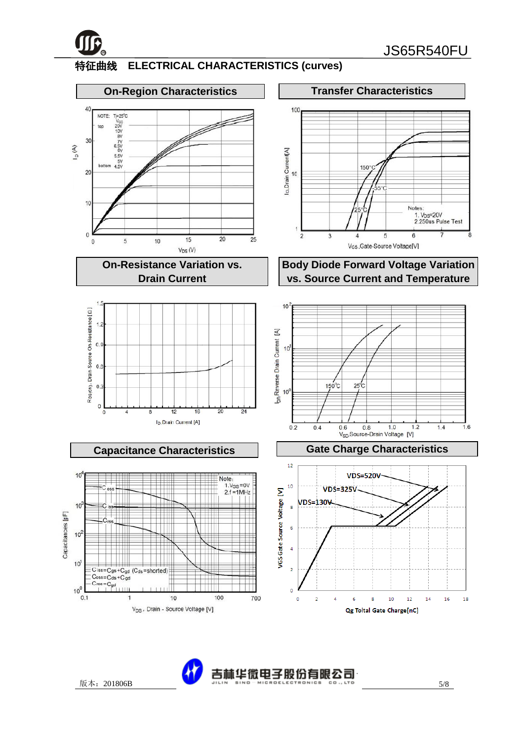## 特征曲线 ELECTRICAL CHARACTERISTICS (curves)

### On-Region Characteristics

NOTE: $T_j$=25°C

$V_{GS}$: top 20V, 10V, 8V, 7V, 6.5V, 6V, 5.5V, 5V, bottom 4.5V

$I_D$ (A) vs. $V_{DS}$ (V)

### Transfer Characteristics

Notes:
1. $V_{DS}$=20V
2. 250us Pulse Test

150°C, 25°C, -55°C

$I_D$, Drain Current[A] vs. $V_{GS}$, Gate-Source Voltage[V]

### On-Resistance Variation vs. Drain Current

$R_{DS(ON)}$, Drain-Source On-Resistance [Ω] vs. $I_D$, Drain Current [A]

### Body Diode Forward Voltage Variation vs. Source Current and Temperature

150°C, 25°C

$I_{DR}$, Reverse Drain Current [A] vs. $V_{SD}$, Source-Drain Voltage [V]

### Capacitance Characteristics

Note:
1. $V_{GS}$=0V
2. f=1MHz

$C_{iss}=C_{gs}+C_{gd}$ ($C_{ds}$=shorted)
$C_{oss}=C_{ds}+C_{gd}$
$C_{rss}=C_{gd}$

Capacitances [pF] vs. $V_{DS}$, Drain - Source Voltage [V]

### Gate Charge Characteristics

VDS=520V, VDS=325V, VDS=130V

VGS Gate Source Voltage [V] vs. Qg Toltal Gate Charge[nC]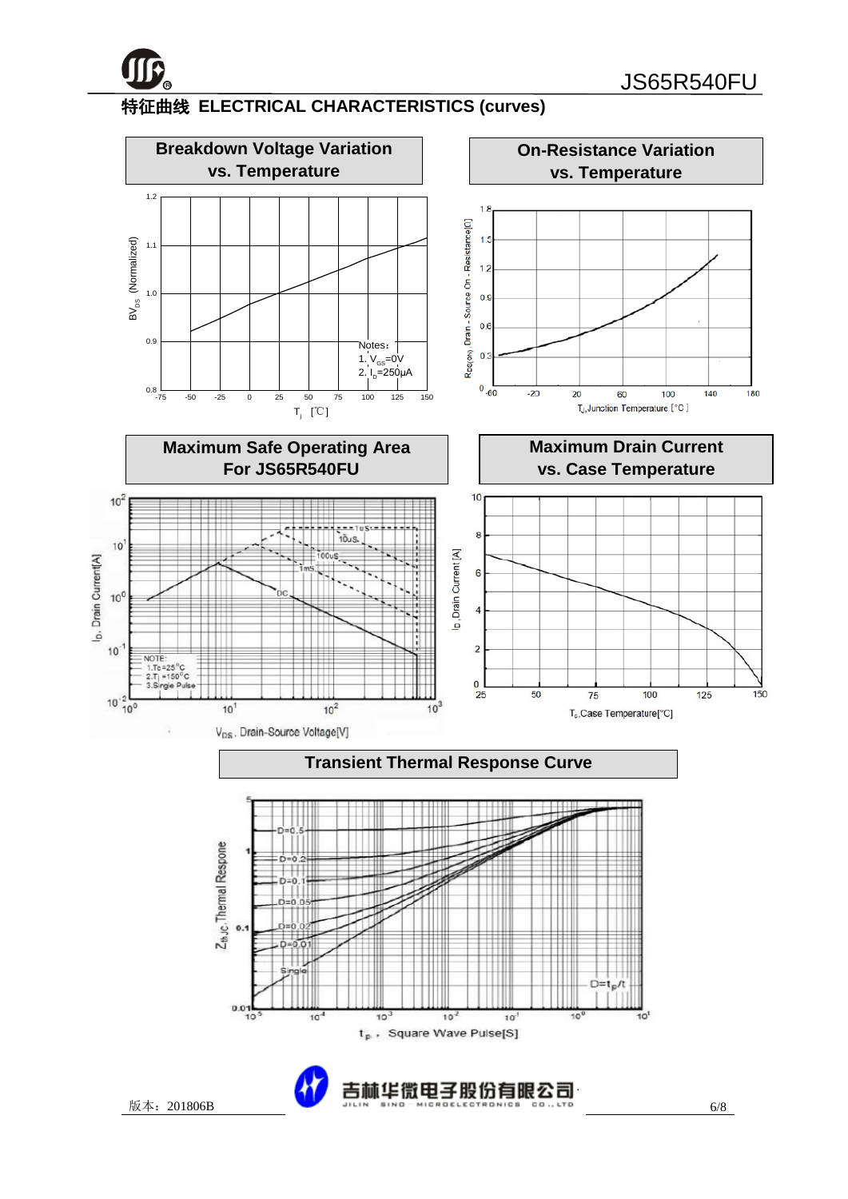## 特征曲线 ELECTRICAL CHARACTERISTICS (curves)

**Breakdown Voltage Variation vs. Temperature**

Notes:
1. $V_{GS}$=0V
2. $I_D$=250μA

$BV_{DS}$ (Normalized) vs. $T_j$ [℃]

**On-Resistance Variation vs. Temperature**

$R_{DS(ON)}$ Drain - Source On - Resistance[Ω] vs. $T_J$,Junction Temperature [°C]

**Maximum Safe Operating Area For JS65R540FU**

NOTE:
1.Tc=25°C
2.Tj =150°C
3.Single Pulse

$I_D$, Drain Current[A] vs. $V_{DS}$, Drain-Source Voltage[V]

**Maximum Drain Current vs. Case Temperature**

$I_D$,Drain Current [A] vs. $T_c$,Case Temperature[°C]

**Transient Thermal Response Curve**

$Z_{th,JC}$,Thermal Respone vs. $t_p$, Square Wave Pulse[S]

D=0.5, D=0.2, D=0.1, D=0.05, D=0.02, D=0.01, Single

$D=t_p/t$

版本：201806B

吉林华微电子股份有限公司
JILIN SINO MICROELECTRONICS CO.,LTD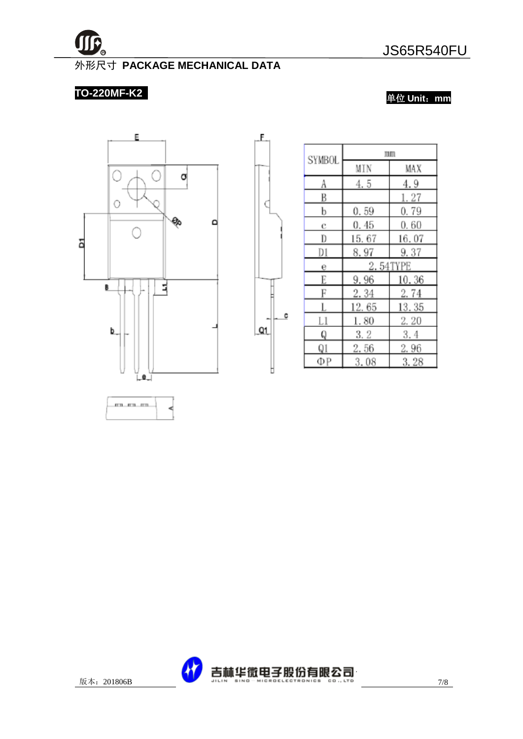## 外形尺寸 PACKAGE MECHANICAL DATA

**TO-220MF-K2**

单位 Unit：mm

| SYMBOL | mm | |
|---|---|---|
| | MIN | MAX |
| A | 4.5 | 4.9 |
| B | | 1.27 |
| b | 0.59 | 0.79 |
| c | 0.45 | 0.60 |
| D | 15.67 | 16.07 |
| D1 | 8.97 | 9.37 |
| e | 2.54TYPE | |
| E | 9.96 | 10.36 |
| F | 2.34 | 2.74 |
| L | 12.65 | 13.35 |
| L1 | 1.80 | 2.20 |
| Q | 3.2 | 3.4 |
| Q1 | 2.56 | 2.96 |
| ΦP | 3.08 | 3.28 |

版本：201806B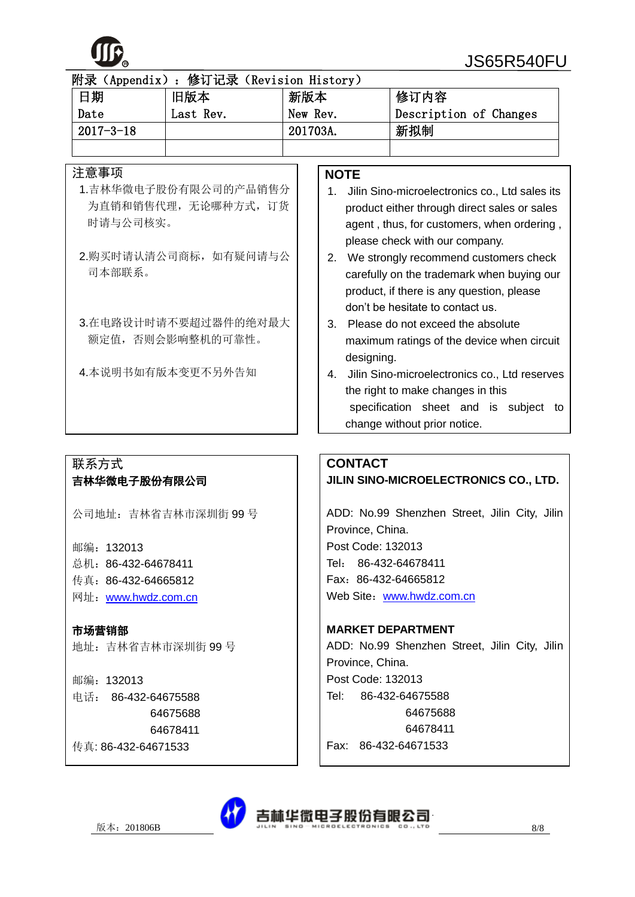附录（Appendix）：修订记录（Revision History）

| 日期<br>Date | 旧版本<br>Last Rev. | 新版本<br>New Rev. | 修订内容<br>Description of Changes |
|---|---|---|---|
| 2017-3-18 | | 201703A. | 新拟制 |
| | | | |

## 注意事项

1.吉林华微电子股份有限公司的产品销售分为直销和销售代理，无论哪种方式，订货时请与公司核实。

2.购买时请认清公司商标，如有疑问请与公司本部联系。

3.在电路设计时请不要超过器件的绝对最大额定值，否则会影响整机的可靠性。

4.本说明书如有版本变更不另外告知

## NOTE

1. Jilin Sino-microelectronics co., Ltd sales its product either through direct sales or sales agent , thus, for customers, when ordering , please check with our company.
2. We strongly recommend customers check carefully on the trademark when buying our product, if there is any question, please don't be hesitate to contact us.
3. Please do not exceed the absolute maximum ratings of the device when circuit designing.
4. Jilin Sino-microelectronics co., Ltd reserves the right to make changes in this specification sheet and is subject to change without prior notice.

## 联系方式

**吉林华微电子股份有限公司**

公司地址：吉林省吉林市深圳街 99 号

邮编：132013
总机：86-432-64678411
传真：86-432-64665812
网址：www.hwdz.com.cn

**市场营销部**

地址：吉林省吉林市深圳街 99 号

邮编：132013
电话：86-432-64675588
64675688
64678411
传真: 86-432-64671533

## CONTACT

**JILIN SINO-MICROELECTRONICS CO., LTD.**

ADD: No.99 Shenzhen Street, Jilin City, Jilin Province, China.
Post Code: 132013
Tel: 86-432-64678411
Fax：86-432-64665812
Web Site：www.hwdz.com.cn

**MARKET DEPARTMENT**

ADD: No.99 Shenzhen Street, Jilin City, Jilin Province, China.
Post Code: 132013
Tel: 86-432-64675588
64675688
64678411
Fax: 86-432-64671533